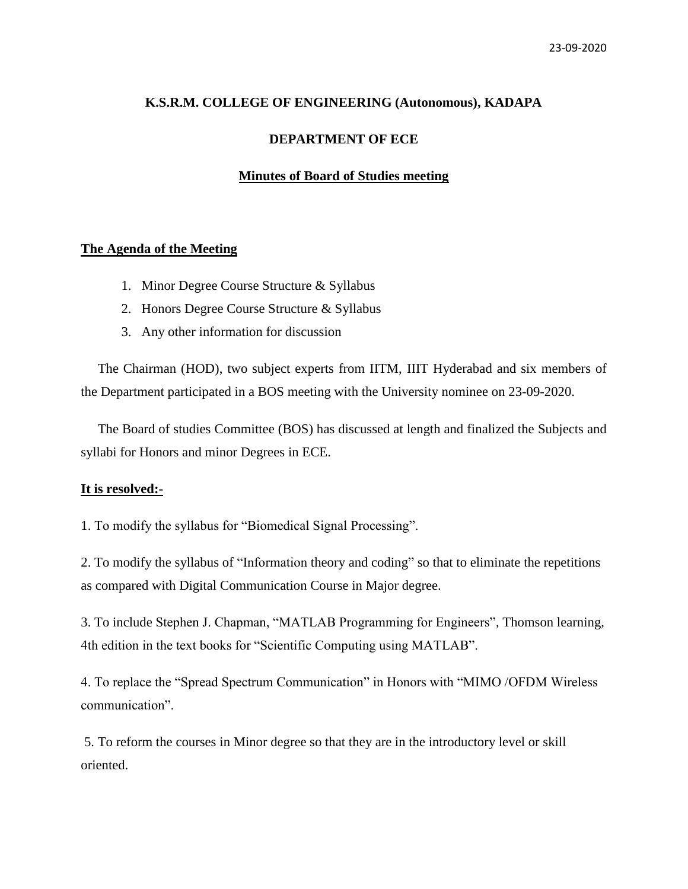23-09-2020

# K.S.R.M. COLLEGE OF ENGINEERING (Autonomous), KADAPA

## DEPARTMENT OF ECE

### Minutes of Board of Studies meeting

**The Agenda of the Meeting**

1. Minor Degree Course Structure & Syllabus
2. Honors Degree Course Structure & Syllabus
3. Any other information for discussion

The Chairman (HOD), two subject experts from IITM, IIIT Hyderabad and six members of the Department participated in a BOS meeting with the University nominee on 23-09-2020.

The Board of studies Committee (BOS) has discussed at length and finalized the Subjects and syllabi for Honors and minor Degrees in ECE.

**It is resolved:-**

1. To modify the syllabus for "Biomedical Signal Processing".

2. To modify the syllabus of "Information theory and coding" so that to eliminate the repetitions as compared with Digital Communication Course in Major degree.

3. To include Stephen J. Chapman, "MATLAB Programming for Engineers", Thomson learning, 4th edition in the text books for "Scientific Computing using MATLAB".

4. To replace the "Spread Spectrum Communication" in Honors with "MIMO /OFDM Wireless communication".

5. To reform the courses in Minor degree so that they are in the introductory level or skill oriented.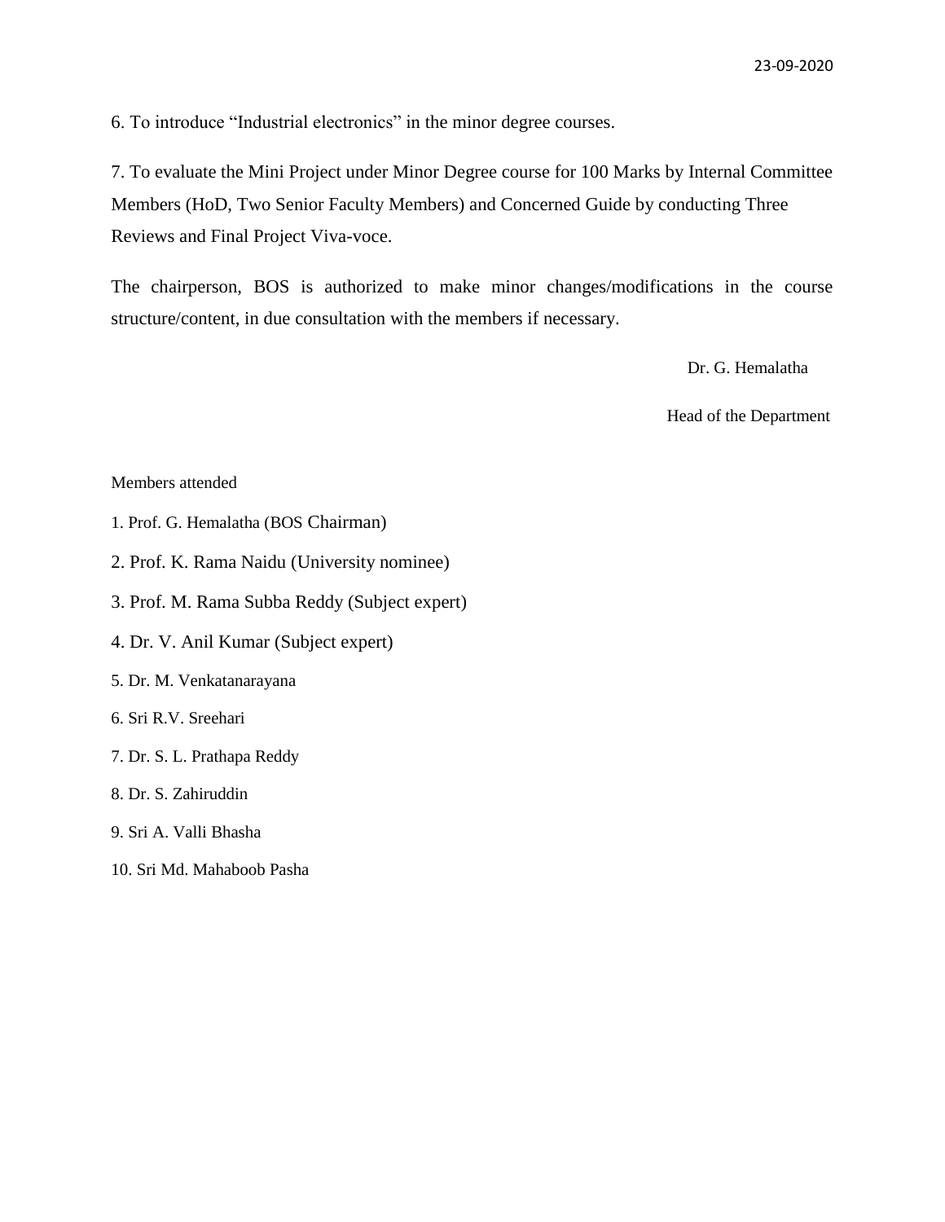23-09-2020

6. To introduce “Industrial electronics” in the minor degree courses.

7. To evaluate the Mini Project under Minor Degree course for 100 Marks by Internal Committee Members (HoD, Two Senior Faculty Members) and Concerned Guide by conducting Three Reviews and Final Project Viva-voce.

The chairperson, BOS is authorized to make minor changes/modifications in the course structure/content, in due consultation with the members if necessary.

Dr. G. Hemalatha

Head of the Department

Members attended

1. Prof. G. Hemalatha (BOS Chairman)
2. Prof. K. Rama Naidu (University nominee)
3. Prof. M. Rama Subba Reddy (Subject expert)
4. Dr. V. Anil Kumar (Subject expert)
5. Dr. M. Venkatanarayana
6. Sri R.V. Sreehari
7. Dr. S. L. Prathapa Reddy
8. Dr. S. Zahiruddin
9. Sri A. Valli Bhasha
10. Sri Md. Mahaboob Pasha